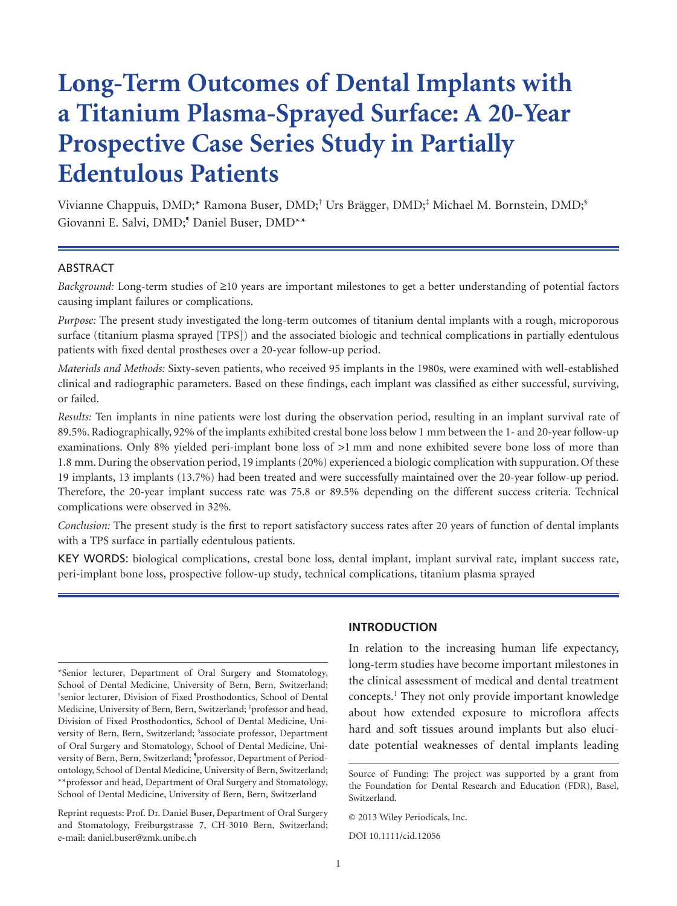# Long-Term Outcomes of Dental Implants with a Titanium Plasma-Sprayed Surface: A 20-Year Prospective Case Series Study in Partially Edentulous Patients

Vivianne Chappuis, DMD;* Ramona Buser, DMD;† Urs Brägger, DMD;‡ Michael M. Bornstein, DMD;§ Giovanni E. Salvi, DMD;¶ Daniel Buser, DMD**

## ABSTRACT

*Background:* Long-term studies of ≥10 years are important milestones to get a better understanding of potential factors causing implant failures or complications.

*Purpose:* The present study investigated the long-term outcomes of titanium dental implants with a rough, microporous surface (titanium plasma sprayed [TPS]) and the associated biologic and technical complications in partially edentulous patients with fixed dental prostheses over a 20-year follow-up period.

*Materials and Methods:* Sixty-seven patients, who received 95 implants in the 1980s, were examined with well-established clinical and radiographic parameters. Based on these findings, each implant was classified as either successful, surviving, or failed.

*Results:* Ten implants in nine patients were lost during the observation period, resulting in an implant survival rate of 89.5%. Radiographically, 92% of the implants exhibited crestal bone loss below 1 mm between the 1- and 20-year follow-up examinations. Only 8% yielded peri-implant bone loss of >1 mm and none exhibited severe bone loss of more than 1.8 mm. During the observation period, 19 implants (20%) experienced a biologic complication with suppuration. Of these 19 implants, 13 implants (13.7%) had been treated and were successfully maintained over the 20-year follow-up period. Therefore, the 20-year implant success rate was 75.8 or 89.5% depending on the different success criteria. Technical complications were observed in 32%.

*Conclusion:* The present study is the first to report satisfactory success rates after 20 years of function of dental implants with a TPS surface in partially edentulous patients.

KEY WORDS: biological complications, crestal bone loss, dental implant, implant survival rate, implant success rate, peri-implant bone loss, prospective follow-up study, technical complications, titanium plasma sprayed

## INTRODUCTION

In relation to the increasing human life expectancy, long-term studies have become important milestones in the clinical assessment of medical and dental treatment concepts.[1] They not only provide important knowledge about how extended exposure to microflora affects hard and soft tissues around implants but also elucidate potential weaknesses of dental implants leading

---

*Senior lecturer, Department of Oral Surgery and Stomatology, School of Dental Medicine, University of Bern, Bern, Switzerland; †senior lecturer, Division of Fixed Prosthodontics, School of Dental Medicine, University of Bern, Bern, Switzerland; ‡professor and head, Division of Fixed Prosthodontics, School of Dental Medicine, University of Bern, Bern, Switzerland; §associate professor, Department of Oral Surgery and Stomatology, School of Dental Medicine, University of Bern, Bern, Switzerland; ¶professor, Department of Periodontology, School of Dental Medicine, University of Bern, Switzerland; **professor and head, Department of Oral Surgery and Stomatology, School of Dental Medicine, University of Bern, Bern, Switzerland

Reprint requests: Prof. Dr. Daniel Buser, Department of Oral Surgery and Stomatology, Freiburgstrasse 7, CH-3010 Bern, Switzerland; e-mail: daniel.buser@zmk.unibe.ch

Source of Funding: The project was supported by a grant from the Foundation for Dental Research and Education (FDR), Basel, Switzerland.

© 2013 Wiley Periodicals, Inc.

DOI 10.1111/cid.12056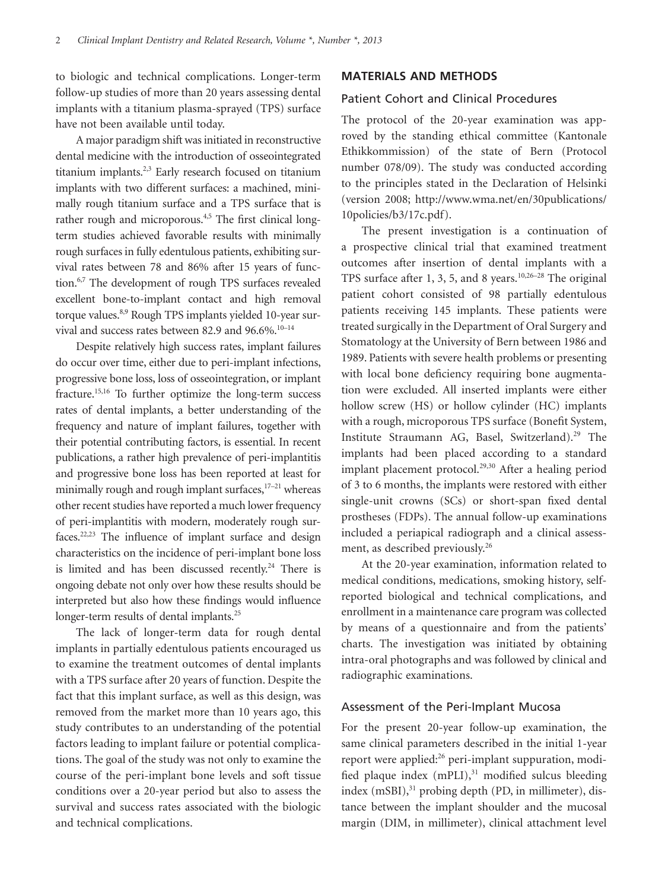to biologic and technical complications. Longer-term follow-up studies of more than 20 years assessing dental implants with a titanium plasma-sprayed (TPS) surface have not been available until today.

A major paradigm shift was initiated in reconstructive dental medicine with the introduction of osseointegrated titanium implants.[2,3] Early research focused on titanium implants with two different surfaces: a machined, minimally rough titanium surface and a TPS surface that is rather rough and microporous.[4,5] The first clinical long-term studies achieved favorable results with minimally rough surfaces in fully edentulous patients, exhibiting survival rates between 78 and 86% after 15 years of function.[6,7] The development of rough TPS surfaces revealed excellent bone-to-implant contact and high removal torque values.[8,9] Rough TPS implants yielded 10-year survival and success rates between 82.9 and 96.6%.[10–14]

Despite relatively high success rates, implant failures do occur over time, either due to peri-implant infections, progressive bone loss, loss of osseointegration, or implant fracture.[15,16] To further optimize the long-term success rates of dental implants, a better understanding of the frequency and nature of implant failures, together with their potential contributing factors, is essential. In recent publications, a rather high prevalence of peri-implantitis and progressive bone loss has been reported at least for minimally rough and rough implant surfaces,[17–21] whereas other recent studies have reported a much lower frequency of peri-implantitis with modern, moderately rough surfaces.[22,23] The influence of implant surface and design characteristics on the incidence of peri-implant bone loss is limited and has been discussed recently.[24] There is ongoing debate not only over how these results should be interpreted but also how these findings would influence longer-term results of dental implants.[25]

The lack of longer-term data for rough dental implants in partially edentulous patients encouraged us to examine the treatment outcomes of dental implants with a TPS surface after 20 years of function. Despite the fact that this implant surface, as well as this design, was removed from the market more than 10 years ago, this study contributes to an understanding of the potential factors leading to implant failure or potential complications. The goal of the study was not only to examine the course of the peri-implant bone levels and soft tissue conditions over a 20-year period but also to assess the survival and success rates associated with the biologic and technical complications.

## MATERIALS AND METHODS

### Patient Cohort and Clinical Procedures

The protocol of the 20-year examination was approved by the standing ethical committee (Kantonale Ethikkommission) of the state of Bern (Protocol number 078/09). The study was conducted according to the principles stated in the Declaration of Helsinki (version 2008; http://www.wma.net/en/30publications/10policies/b3/17c.pdf).

The present investigation is a continuation of a prospective clinical trial that examined treatment outcomes after insertion of dental implants with a TPS surface after 1, 3, 5, and 8 years.[10,26–28] The original patient cohort consisted of 98 partially edentulous patients receiving 145 implants. These patients were treated surgically in the Department of Oral Surgery and Stomatology at the University of Bern between 1986 and 1989. Patients with severe health problems or presenting with local bone deficiency requiring bone augmentation were excluded. All inserted implants were either hollow screw (HS) or hollow cylinder (HC) implants with a rough, microporous TPS surface (Bonefit System, Institute Straumann AG, Basel, Switzerland).[29] The implants had been placed according to a standard implant placement protocol.[29,30] After a healing period of 3 to 6 months, the implants were restored with either single-unit crowns (SCs) or short-span fixed dental prostheses (FDPs). The annual follow-up examinations included a periapical radiograph and a clinical assessment, as described previously.[26]

At the 20-year examination, information related to medical conditions, medications, smoking history, self-reported biological and technical complications, and enrollment in a maintenance care program was collected by means of a questionnaire and from the patients' charts. The investigation was initiated by obtaining intra-oral photographs and was followed by clinical and radiographic examinations.

### Assessment of the Peri-Implant Mucosa

For the present 20-year follow-up examination, the same clinical parameters described in the initial 1-year report were applied:[26] peri-implant suppuration, modified plaque index (mPLI),[31] modified sulcus bleeding index (mSBI),[31] probing depth (PD, in millimeter), distance between the implant shoulder and the mucosal margin (DIM, in millimeter), clinical attachment level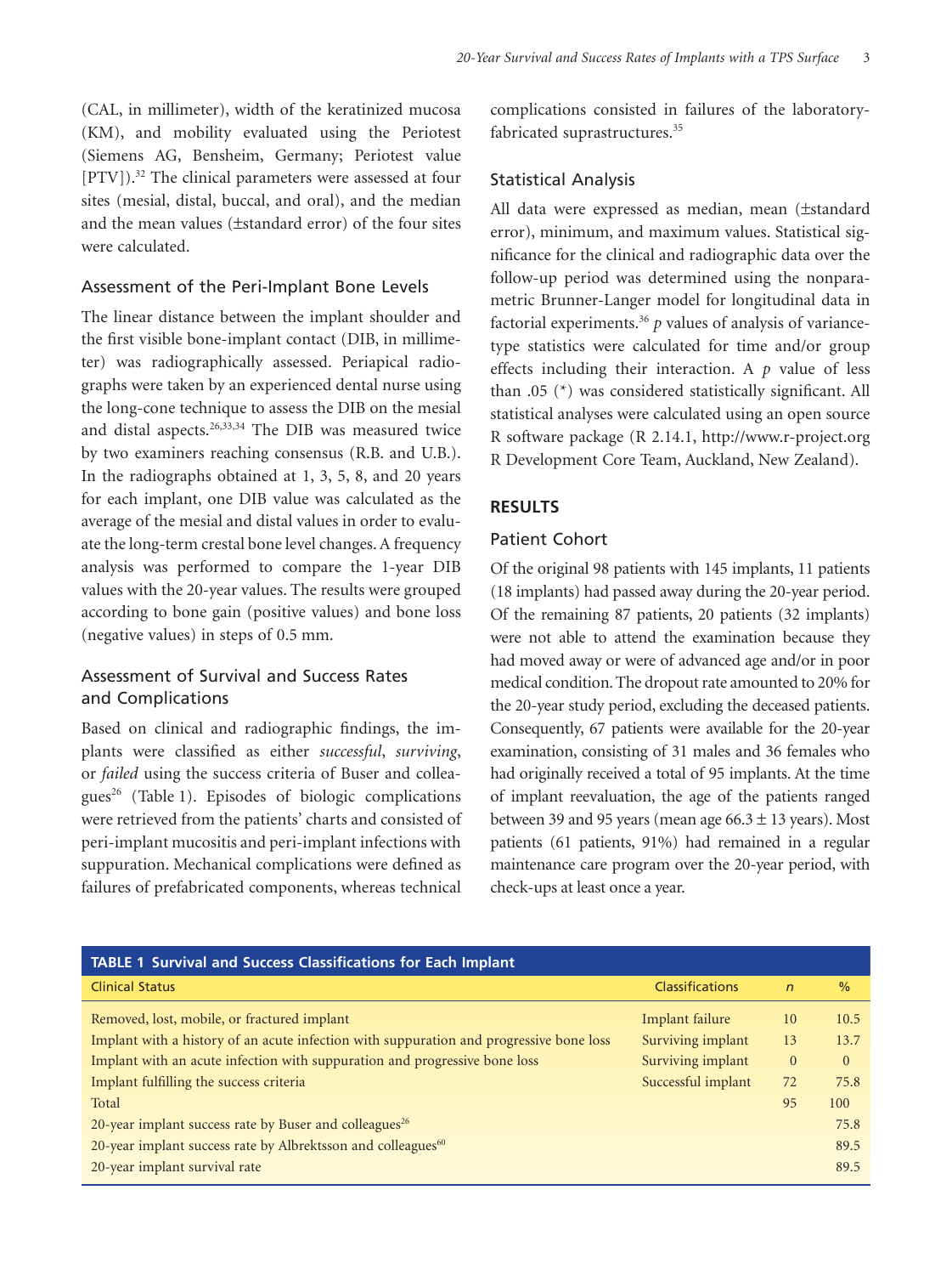(CAL, in millimeter), width of the keratinized mucosa (KM), and mobility evaluated using the Periotest (Siemens AG, Bensheim, Germany; Periotest value [PTV]).[32] The clinical parameters were assessed at four sites (mesial, distal, buccal, and oral), and the median and the mean values (±standard error) of the four sites were calculated.

### Assessment of the Peri-Implant Bone Levels

The linear distance between the implant shoulder and the first visible bone-implant contact (DIB, in millimeter) was radiographically assessed. Periapical radiographs were taken by an experienced dental nurse using the long-cone technique to assess the DIB on the mesial and distal aspects.[26,33,34] The DIB was measured twice by two examiners reaching consensus (R.B. and U.B.). In the radiographs obtained at 1, 3, 5, 8, and 20 years for each implant, one DIB value was calculated as the average of the mesial and distal values in order to evaluate the long-term crestal bone level changes. A frequency analysis was performed to compare the 1-year DIB values with the 20-year values. The results were grouped according to bone gain (positive values) and bone loss (negative values) in steps of 0.5 mm.

### Assessment of Survival and Success Rates and Complications

Based on clinical and radiographic findings, the implants were classified as either *successful*, *surviving*, or *failed* using the success criteria of Buser and colleagues[26] (Table 1). Episodes of biologic complications were retrieved from the patients' charts and consisted of peri-implant mucositis and peri-implant infections with suppuration. Mechanical complications were defined as failures of prefabricated components, whereas technical complications consisted in failures of the laboratory-fabricated suprastructures.[35]

### Statistical Analysis

All data were expressed as median, mean (±standard error), minimum, and maximum values. Statistical significance for the clinical and radiographic data over the follow-up period was determined using the nonparametric Brunner-Langer model for longitudinal data in factorial experiments.[36] $p$ values of analysis of variance-type statistics were calculated for time and/or group effects including their interaction. A $p$ value of less than .05 (*) was considered statistically significant. All statistical analyses were calculated using an open source R software package (R 2.14.1, http://www.r-project.org R Development Core Team, Auckland, New Zealand).

## RESULTS

### Patient Cohort

Of the original 98 patients with 145 implants, 11 patients (18 implants) had passed away during the 20-year period. Of the remaining 87 patients, 20 patients (32 implants) were not able to attend the examination because they had moved away or were of advanced age and/or in poor medical condition. The dropout rate amounted to 20% for the 20-year study period, excluding the deceased patients. Consequently, 67 patients were available for the 20-year examination, consisting of 31 males and 36 females who had originally received a total of 95 implants. At the time of implant reevaluation, the age of the patients ranged between 39 and 95 years (mean age 66.3 ± 13 years). Most patients (61 patients, 91%) had remained in a regular maintenance care program over the 20-year period, with check-ups at least once a year.

**TABLE 1 Survival and Success Classifications for Each Implant**

| Clinical Status | Classifications | *n* | % |
|---|---|---|---|
| Removed, lost, mobile, or fractured implant | Implant failure | 10 | 10.5 |
| Implant with a history of an acute infection with suppuration and progressive bone loss | Surviving implant | 13 | 13.7 |
| Implant with an acute infection with suppuration and progressive bone loss | Surviving implant | 0 | 0 |
| Implant fulfilling the success criteria | Successful implant | 72 | 75.8 |
| Total | | 95 | 100 |
| 20-year implant success rate by Buser and colleagues[26] | | | 75.8 |
| 20-year implant success rate by Albrektsson and colleagues[60] | | | 89.5 |
| 20-year implant survival rate | | | 89.5 |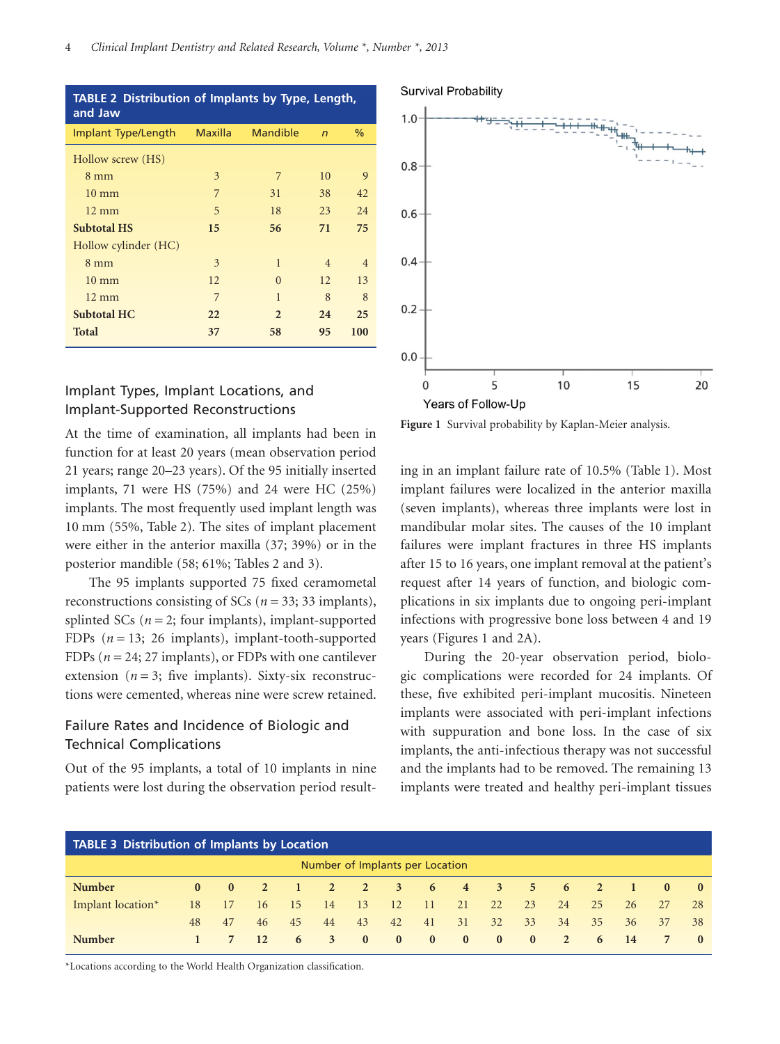**TABLE 2 Distribution of Implants by Type, Length, and Jaw**

| Implant Type/Length | Maxilla | Mandible | *n* | % |
|---|---|---|---|---|
| Hollow screw (HS) | | | | |
| 8 mm | 3 | 7 | 10 | 9 |
| 10 mm | 7 | 31 | 38 | 42 |
| 12 mm | 5 | 18 | 23 | 24 |
| **Subtotal HS** | **15** | **56** | **71** | **75** |
| Hollow cylinder (HC) | | | | |
| 8 mm | 3 | 1 | 4 | 4 |
| 10 mm | 12 | 0 | 12 | 13 |
| 12 mm | 7 | 1 | 8 | 8 |
| **Subtotal HC** | **22** | **2** | **24** | **25** |
| **Total** | **37** | **58** | **95** | **100** |

## Implant Types, Implant Locations, and Implant-Supported Reconstructions

At the time of examination, all implants had been in function for at least 20 years (mean observation period 21 years; range 20–23 years). Of the 95 initially inserted implants, 71 were HS (75%) and 24 were HC (25%) implants. The most frequently used implant length was 10 mm (55%, Table 2). The sites of implant placement were either in the anterior maxilla (37; 39%) or in the posterior mandible (58; 61%; Tables 2 and 3).

The 95 implants supported 75 fixed ceramometal reconstructions consisting of SCs ($n = 33$; 33 implants), splinted SCs ($n = 2$; four implants), implant-supported FDPs ($n = 13$; 26 implants), implant-tooth-supported FDPs ($n = 24$; 27 implants), or FDPs with one cantilever extension ($n = 3$; five implants). Sixty-six reconstructions were cemented, whereas nine were screw retained.

## Failure Rates and Incidence of Biologic and Technical Complications

Out of the 95 implants, a total of 10 implants in nine patients were lost during the observation period resulting in an implant failure rate of 10.5% (Table 1). Most implant failures were localized in the anterior maxilla (seven implants), whereas three implants were lost in mandibular molar sites. The causes of the 10 implant failures were implant fractures in three HS implants after 15 to 16 years, one implant removal at the patient's request after 14 years of function, and biologic complications in six implants due to ongoing peri-implant infections with progressive bone loss between 4 and 19 years (Figures 1 and 2A).

During the 20-year observation period, biologic complications were recorded for 24 implants. Of these, five exhibited peri-implant mucositis. Nineteen implants were associated with peri-implant infections with suppuration and bone loss. In the case of six implants, the anti-infectious therapy was not successful and the implants had to be removed. The remaining 13 implants were treated and healthy peri-implant tissues

**Figure 1** Survival probability by Kaplan-Meier analysis.

**TABLE 3 Distribution of Implants by Location**

| | Number of Implants per Location | | | | | | | | | | | | | | | |
|---|---|---|---|---|---|---|---|---|---|---|---|---|---|---|---|---|
| **Number** | **0** | **0** | **2** | **1** | **2** | **2** | **3** | **6** | **4** | **3** | **5** | **6** | **2** | **1** | **0** | **0** |
| Implant location* | 18 | 17 | 16 | 15 | 14 | 13 | 12 | 11 | 21 | 22 | 23 | 24 | 25 | 26 | 27 | 28 |
| | 48 | 47 | 46 | 45 | 44 | 43 | 42 | 41 | 31 | 32 | 33 | 34 | 35 | 36 | 37 | 38 |
| **Number** | **1** | **7** | **12** | **6** | **3** | **0** | **0** | **0** | **0** | **0** | **0** | **2** | **6** | **14** | **7** | **0** |

*Locations according to the World Health Organization classification.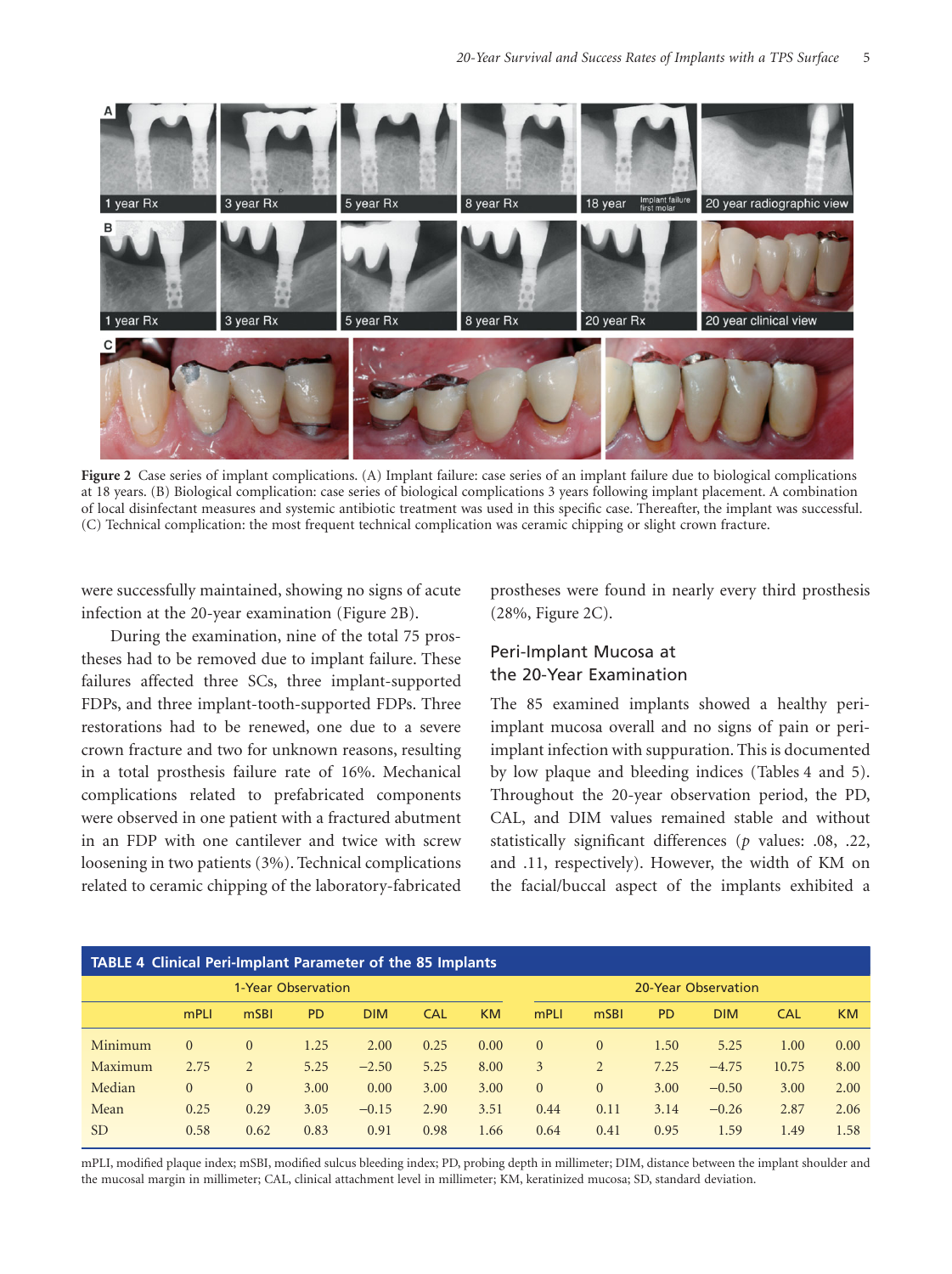Figure 2 Case series of implant complications. (A) Implant failure: case series of an implant failure due to biological complications at 18 years. (B) Biological complication: case series of biological complications 3 years following implant placement. A combination of local disinfectant measures and systemic antibiotic treatment was used in this specific case. Thereafter, the implant was successful. (C) Technical complication: the most frequent technical complication was ceramic chipping or slight crown fracture.

were successfully maintained, showing no signs of acute infection at the 20-year examination (Figure 2B).

During the examination, nine of the total 75 prostheses had to be removed due to implant failure. These failures affected three SCs, three implant-supported FDPs, and three implant-tooth-supported FDPs. Three restorations had to be renewed, one due to a severe crown fracture and two for unknown reasons, resulting in a total prosthesis failure rate of 16%. Mechanical complications related to prefabricated components were observed in one patient with a fractured abutment in an FDP with one cantilever and twice with screw loosening in two patients (3%). Technical complications related to ceramic chipping of the laboratory-fabricated prostheses were found in nearly every third prosthesis (28%, Figure 2C).

## Peri-Implant Mucosa at the 20-Year Examination

The 85 examined implants showed a healthy peri-implant mucosa overall and no signs of pain or peri-implant infection with suppuration. This is documented by low plaque and bleeding indices (Tables 4 and 5). Throughout the 20-year observation period, the PD, CAL, and DIM values remained stable and without statistically significant differences ($p$ values: .08, .22, and .11, respectively). However, the width of KM on the facial/buccal aspect of the implants exhibited a

**TABLE 4 Clinical Peri-Implant Parameter of the 85 Implants**

| | 1-Year Observation | | | | | | 20-Year Observation | | | | | |
|---|---|---|---|---|---|---|---|---|---|---|---|---|
| | mPLI | mSBI | PD | DIM | CAL | KM | mPLI | mSBI | PD | DIM | CAL | KM |
| Minimum | 0 | 0 | 1.25 | 2.00 | 0.25 | 0.00 | 0 | 0 | 1.50 | 5.25 | 1.00 | 0.00 |
| Maximum | 2.75 | 2 | 5.25 | −2.50 | 5.25 | 8.00 | 3 | 2 | 7.25 | −4.75 | 10.75 | 8.00 |
| Median | 0 | 0 | 3.00 | 0.00 | 3.00 | 3.00 | 0 | 0 | 3.00 | −0.50 | 3.00 | 2.00 |
| Mean | 0.25 | 0.29 | 3.05 | −0.15 | 2.90 | 3.51 | 0.44 | 0.11 | 3.14 | −0.26 | 2.87 | 2.06 |
| SD | 0.58 | 0.62 | 0.83 | 0.91 | 0.98 | 1.66 | 0.64 | 0.41 | 0.95 | 1.59 | 1.49 | 1.58 |

mPLI, modified plaque index; mSBI, modified sulcus bleeding index; PD, probing depth in millimeter; DIM, distance between the implant shoulder and the mucosal margin in millimeter; CAL, clinical attachment level in millimeter; KM, keratinized mucosa; SD, standard deviation.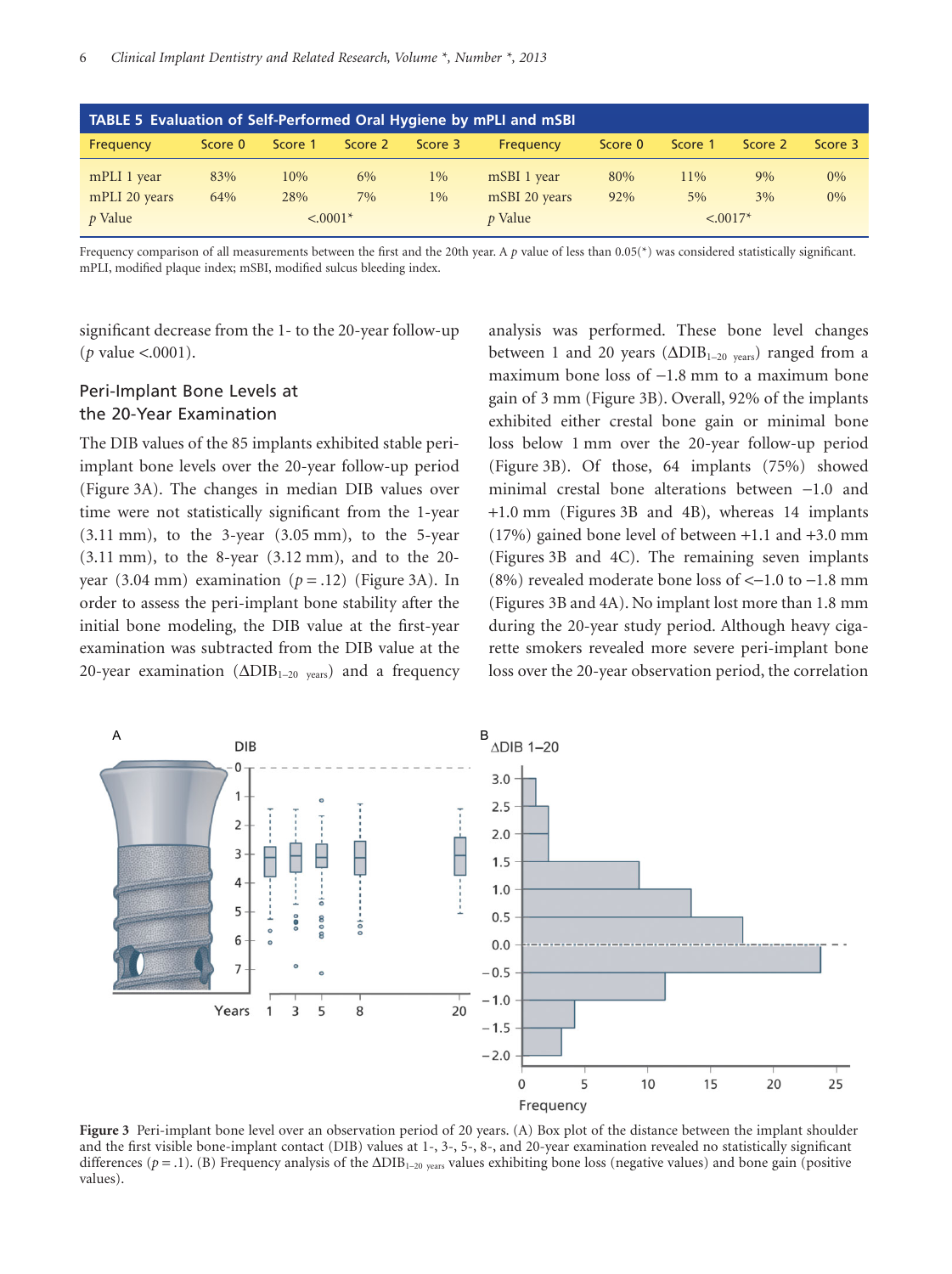**TABLE 5 Evaluation of Self-Performed Oral Hygiene by mPLI and mSBI**

| Frequency | Score 0 | Score 1 | Score 2 | Score 3 | Frequency | Score 0 | Score 1 | Score 2 | Score 3 |
|---|---|---|---|---|---|---|---|---|---|
| mPLI 1 year | 83% | 10% | 6% | 1% | mSBI 1 year | 80% | 11% | 9% | 0% |
| mPLI 20 years | 64% | 28% | 7% | 1% | mSBI 20 years | 92% | 5% | 3% | 0% |
| *p* Value | | <.0001* | | | *p* Value | | <.0017* | | |

Frequency comparison of all measurements between the first and the 20th year. A *p* value of less than 0.05(*) was considered statistically significant. mPLI, modified plaque index; mSBI, modified sulcus bleeding index.

significant decrease from the 1- to the 20-year follow-up (*p* value <.0001).

## Peri-Implant Bone Levels at the 20-Year Examination

The DIB values of the 85 implants exhibited stable peri-implant bone levels over the 20-year follow-up period (Figure 3A). The changes in median DIB values over time were not statistically significant from the 1-year (3.11 mm), to the 3-year (3.05 mm), to the 5-year (3.11 mm), to the 8-year (3.12 mm), and to the 20-year (3.04 mm) examination ($p = .12$) (Figure 3A). In order to assess the peri-implant bone stability after the initial bone modeling, the DIB value at the first-year examination was subtracted from the DIB value at the 20-year examination ($\Delta DIB_{1-20\ years}$) and a frequency analysis was performed. These bone level changes between 1 and 20 years ($\Delta DIB_{1-20\ years}$) ranged from a maximum bone loss of −1.8 mm to a maximum bone gain of 3 mm (Figure 3B). Overall, 92% of the implants exhibited either crestal bone gain or minimal bone loss below 1 mm over the 20-year follow-up period (Figure 3B). Of those, 64 implants (75%) showed minimal crestal bone alterations between −1.0 and +1.0 mm (Figures 3B and 4B), whereas 14 implants (17%) gained bone level of between +1.1 and +3.0 mm (Figures 3B and 4C). The remaining seven implants (8%) revealed moderate bone loss of <−1.0 to −1.8 mm (Figures 3B and 4A). No implant lost more than 1.8 mm during the 20-year study period. Although heavy cigarette smokers revealed more severe peri-implant bone loss over the 20-year observation period, the correlation

**Figure 3** Peri-implant bone level over an observation period of 20 years. (A) Box plot of the distance between the implant shoulder and the first visible bone-implant contact (DIB) values at 1-, 3-, 5-, 8-, and 20-year examination revealed no statistically significant differences ($p = .1$). (B) Frequency analysis of the $\Delta DIB_{1-20\ years}$ values exhibiting bone loss (negative values) and bone gain (positive values).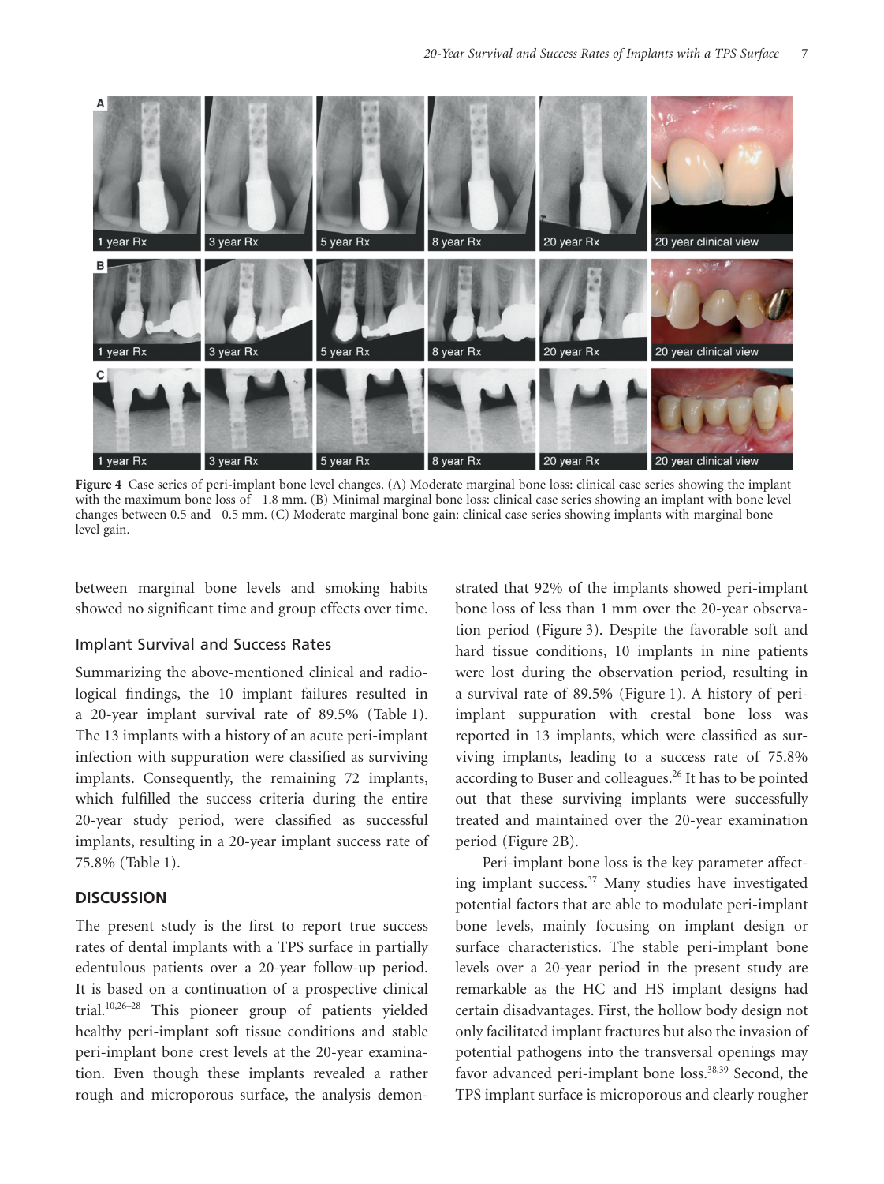**Figure 4** Case series of peri-implant bone level changes. (A) Moderate marginal bone loss: clinical case series showing the implant with the maximum bone loss of −1.8 mm. (B) Minimal marginal bone loss: clinical case series showing an implant with bone level changes between 0.5 and −0.5 mm. (C) Moderate marginal bone gain: clinical case series showing implants with marginal bone level gain.

between marginal bone levels and smoking habits showed no significant time and group effects over time.

### Implant Survival and Success Rates

Summarizing the above-mentioned clinical and radiological findings, the 10 implant failures resulted in a 20-year implant survival rate of 89.5% (Table 1). The 13 implants with a history of an acute peri-implant infection with suppuration were classified as surviving implants. Consequently, the remaining 72 implants, which fulfilled the success criteria during the entire 20-year study period, were classified as successful implants, resulting in a 20-year implant success rate of 75.8% (Table 1).

## DISCUSSION

The present study is the first to report true success rates of dental implants with a TPS surface in partially edentulous patients over a 20-year follow-up period. It is based on a continuation of a prospective clinical trial.[10,26–28] This pioneer group of patients yielded healthy peri-implant soft tissue conditions and stable peri-implant bone crest levels at the 20-year examination. Even though these implants revealed a rather rough and microporous surface, the analysis demonstrated that 92% of the implants showed peri-implant bone loss of less than 1 mm over the 20-year observation period (Figure 3). Despite the favorable soft and hard tissue conditions, 10 implants in nine patients were lost during the observation period, resulting in a survival rate of 89.5% (Figure 1). A history of peri-implant suppuration with crestal bone loss was reported in 13 implants, which were classified as surviving implants, leading to a success rate of 75.8% according to Buser and colleagues.[26] It has to be pointed out that these surviving implants were successfully treated and maintained over the 20-year examination period (Figure 2B).

Peri-implant bone loss is the key parameter affecting implant success.[37] Many studies have investigated potential factors that are able to modulate peri-implant bone levels, mainly focusing on implant design or surface characteristics. The stable peri-implant bone levels over a 20-year period in the present study are remarkable as the HC and HS implant designs had certain disadvantages. First, the hollow body design not only facilitated implant fractures but also the invasion of potential pathogens into the transversal openings may favor advanced peri-implant bone loss.[38,39] Second, the TPS implant surface is microporous and clearly rougher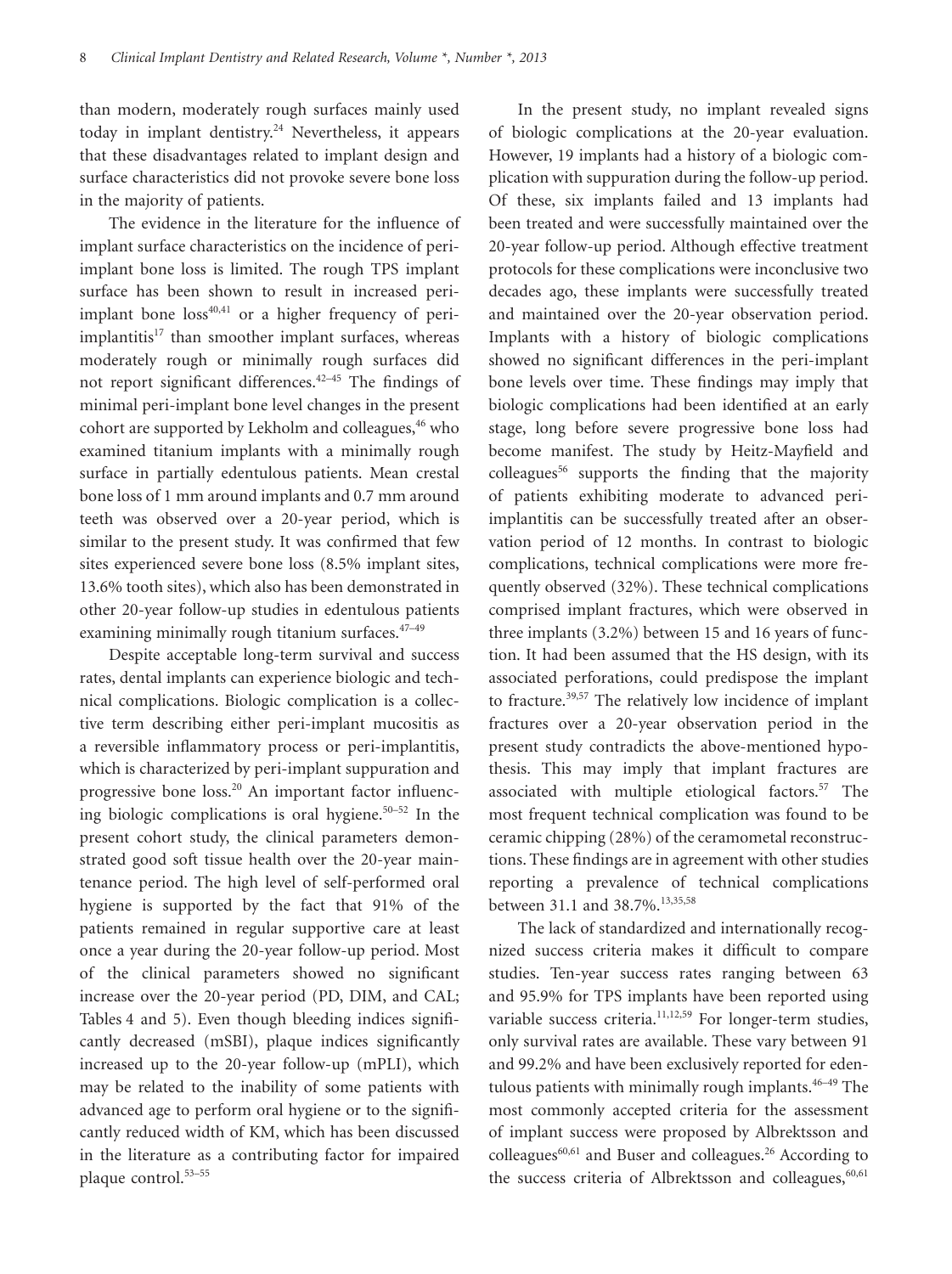than modern, moderately rough surfaces mainly used today in implant dentistry.[24] Nevertheless, it appears that these disadvantages related to implant design and surface characteristics did not provoke severe bone loss in the majority of patients.

The evidence in the literature for the influence of implant surface characteristics on the incidence of peri-implant bone loss is limited. The rough TPS implant surface has been shown to result in increased peri-implant bone loss[40,41] or a higher frequency of peri-implantitis[17] than smoother implant surfaces, whereas moderately rough or minimally rough surfaces did not report significant differences.[42–45] The findings of minimal peri-implant bone level changes in the present cohort are supported by Lekholm and colleagues,[46] who examined titanium implants with a minimally rough surface in partially edentulous patients. Mean crestal bone loss of 1 mm around implants and 0.7 mm around teeth was observed over a 20-year period, which is similar to the present study. It was confirmed that few sites experienced severe bone loss (8.5% implant sites, 13.6% tooth sites), which also has been demonstrated in other 20-year follow-up studies in edentulous patients examining minimally rough titanium surfaces.[47–49]

Despite acceptable long-term survival and success rates, dental implants can experience biologic and technical complications. Biologic complication is a collective term describing either peri-implant mucositis as a reversible inflammatory process or peri-implantitis, which is characterized by peri-implant suppuration and progressive bone loss.[20] An important factor influencing biologic complications is oral hygiene.[50–52] In the present cohort study, the clinical parameters demonstrated good soft tissue health over the 20-year maintenance period. The high level of self-performed oral hygiene is supported by the fact that 91% of the patients remained in regular supportive care at least once a year during the 20-year follow-up period. Most of the clinical parameters showed no significant increase over the 20-year period (PD, DIM, and CAL; Tables 4 and 5). Even though bleeding indices significantly decreased (mSBI), plaque indices significantly increased up to the 20-year follow-up (mPLI), which may be related to the inability of some patients with advanced age to perform oral hygiene or to the significantly reduced width of KM, which has been discussed in the literature as a contributing factor for impaired plaque control.[53–55]

In the present study, no implant revealed signs of biologic complications at the 20-year evaluation. However, 19 implants had a history of a biologic complication with suppuration during the follow-up period. Of these, six implants failed and 13 implants had been treated and were successfully maintained over the 20-year follow-up period. Although effective treatment protocols for these complications were inconclusive two decades ago, these implants were successfully treated and maintained over the 20-year observation period. Implants with a history of biologic complications showed no significant differences in the peri-implant bone levels over time. These findings may imply that biologic complications had been identified at an early stage, long before severe progressive bone loss had become manifest. The study by Heitz-Mayfield and colleagues[56] supports the finding that the majority of patients exhibiting moderate to advanced peri-implantitis can be successfully treated after an observation period of 12 months. In contrast to biologic complications, technical complications were more frequently observed (32%). These technical complications comprised implant fractures, which were observed in three implants (3.2%) between 15 and 16 years of function. It had been assumed that the HS design, with its associated perforations, could predispose the implant to fracture.[39,57] The relatively low incidence of implant fractures over a 20-year observation period in the present study contradicts the above-mentioned hypothesis. This may imply that implant fractures are associated with multiple etiological factors.[57] The most frequent technical complication was found to be ceramic chipping (28%) of the ceramometal reconstructions. These findings are in agreement with other studies reporting a prevalence of technical complications between 31.1 and 38.7%.[13,35,58]

The lack of standardized and internationally recognized success criteria makes it difficult to compare studies. Ten-year success rates ranging between 63 and 95.9% for TPS implants have been reported using variable success criteria.[11,12,59] For longer-term studies, only survival rates are available. These vary between 91 and 99.2% and have been exclusively reported for edentulous patients with minimally rough implants.[46–49] The most commonly accepted criteria for the assessment of implant success were proposed by Albrektsson and colleagues[60,61] and Buser and colleagues.[26] According to the success criteria of Albrektsson and colleagues,[60,61]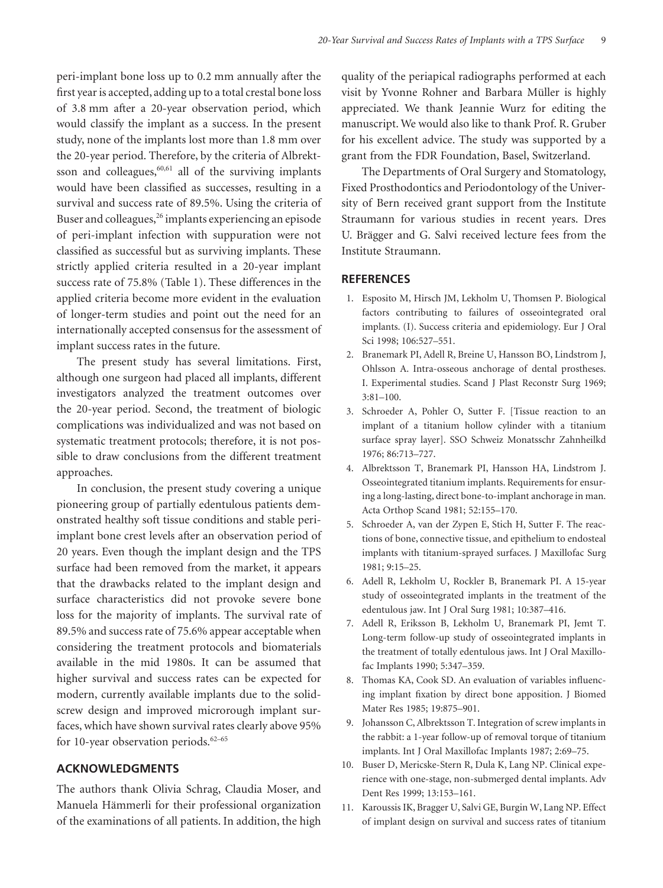peri-implant bone loss up to 0.2 mm annually after the first year is accepted, adding up to a total crestal bone loss of 3.8 mm after a 20-year observation period, which would classify the implant as a success. In the present study, none of the implants lost more than 1.8 mm over the 20-year period. Therefore, by the criteria of Albrektsson and colleagues,[60,61] all of the surviving implants would have been classified as successes, resulting in a survival and success rate of 89.5%. Using the criteria of Buser and colleagues,[26] implants experiencing an episode of peri-implant infection with suppuration were not classified as successful but as surviving implants. These strictly applied criteria resulted in a 20-year implant success rate of 75.8% (Table 1). These differences in the applied criteria become more evident in the evaluation of longer-term studies and point out the need for an internationally accepted consensus for the assessment of implant success rates in the future.

The present study has several limitations. First, although one surgeon had placed all implants, different investigators analyzed the treatment outcomes over the 20-year period. Second, the treatment of biologic complications was individualized and was not based on systematic treatment protocols; therefore, it is not possible to draw conclusions from the different treatment approaches.

In conclusion, the present study covering a unique pioneering group of partially edentulous patients demonstrated healthy soft tissue conditions and stable peri-implant bone crest levels after an observation period of 20 years. Even though the implant design and the TPS surface had been removed from the market, it appears that the drawbacks related to the implant design and surface characteristics did not provoke severe bone loss for the majority of implants. The survival rate of 89.5% and success rate of 75.6% appear acceptable when considering the treatment protocols and biomaterials available in the mid 1980s. It can be assumed that higher survival and success rates can be expected for modern, currently available implants due to the solid-screw design and improved microrough implant surfaces, which have shown survival rates clearly above 95% for 10-year observation periods.[62–65]

## ACKNOWLEDGMENTS

The authors thank Olivia Schrag, Claudia Moser, and Manuela Hämmerli for their professional organization of the examinations of all patients. In addition, the high quality of the periapical radiographs performed at each visit by Yvonne Rohner and Barbara Müller is highly appreciated. We thank Jeannie Wurz for editing the manuscript. We would also like to thank Prof. R. Gruber for his excellent advice. The study was supported by a grant from the FDR Foundation, Basel, Switzerland.

The Departments of Oral Surgery and Stomatology, Fixed Prosthodontics and Periodontology of the University of Bern received grant support from the Institute Straumann for various studies in recent years. Dres U. Brägger and G. Salvi received lecture fees from the Institute Straumann.

## REFERENCES

1. Esposito M, Hirsch JM, Lekholm U, Thomsen P. Biological factors contributing to failures of osseointegrated oral implants. (I). Success criteria and epidemiology. Eur J Oral Sci 1998; 106:527–551.
2. Branemark PI, Adell R, Breine U, Hansson BO, Lindstrom J, Ohlsson A. Intra-osseous anchorage of dental prostheses. I. Experimental studies. Scand J Plast Reconstr Surg 1969; 3:81–100.
3. Schroeder A, Pohler O, Sutter F. [Tissue reaction to an implant of a titanium hollow cylinder with a titanium surface spray layer]. SSO Schweiz Monatsschr Zahnheilkd 1976; 86:713–727.
4. Albrektsson T, Branemark PI, Hansson HA, Lindstrom J. Osseointegrated titanium implants. Requirements for ensuring a long-lasting, direct bone-to-implant anchorage in man. Acta Orthop Scand 1981; 52:155–170.
5. Schroeder A, van der Zypen E, Stich H, Sutter F. The reactions of bone, connective tissue, and epithelium to endosteal implants with titanium-sprayed surfaces. J Maxillofac Surg 1981; 9:15–25.
6. Adell R, Lekholm U, Rockler B, Branemark PI. A 15-year study of osseointegrated implants in the treatment of the edentulous jaw. Int J Oral Surg 1981; 10:387–416.
7. Adell R, Eriksson B, Lekholm U, Branemark PI, Jemt T. Long-term follow-up study of osseointegrated implants in the treatment of totally edentulous jaws. Int J Oral Maxillofac Implants 1990; 5:347–359.
8. Thomas KA, Cook SD. An evaluation of variables influencing implant fixation by direct bone apposition. J Biomed Mater Res 1985; 19:875–901.
9. Johansson C, Albrektsson T. Integration of screw implants in the rabbit: a 1-year follow-up of removal torque of titanium implants. Int J Oral Maxillofac Implants 1987; 2:69–75.
10. Buser D, Mericske-Stern R, Dula K, Lang NP. Clinical experience with one-stage, non-submerged dental implants. Adv Dent Res 1999; 13:153–161.
11. Karoussis IK, Bragger U, Salvi GE, Burgin W, Lang NP. Effect of implant design on survival and success rates of titanium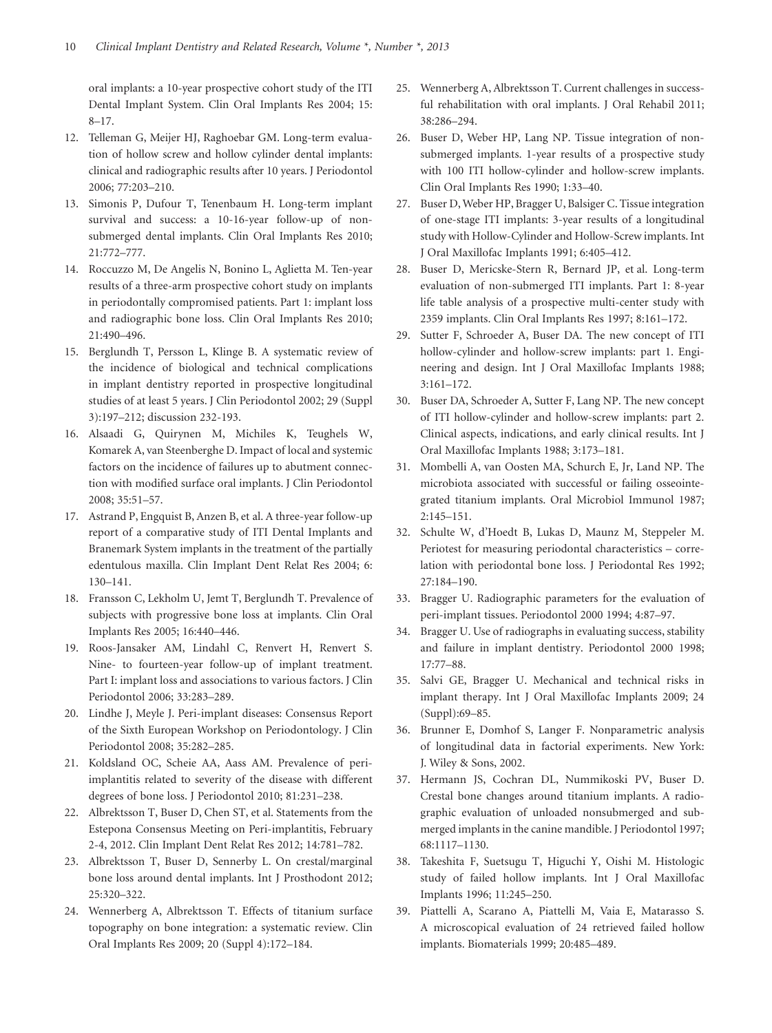oral implants: a 10-year prospective cohort study of the ITI Dental Implant System. Clin Oral Implants Res 2004; 15: 8–17.

12. Telleman G, Meijer HJ, Raghoebar GM. Long-term evaluation of hollow screw and hollow cylinder dental implants: clinical and radiographic results after 10 years. J Periodontol 2006; 77:203–210.
13. Simonis P, Dufour T, Tenenbaum H. Long-term implant survival and success: a 10-16-year follow-up of non-submerged dental implants. Clin Oral Implants Res 2010; 21:772–777.
14. Roccuzzo M, De Angelis N, Bonino L, Aglietta M. Ten-year results of a three-arm prospective cohort study on implants in periodontally compromised patients. Part 1: implant loss and radiographic bone loss. Clin Oral Implants Res 2010; 21:490–496.
15. Berglundh T, Persson L, Klinge B. A systematic review of the incidence of biological and technical complications in implant dentistry reported in prospective longitudinal studies of at least 5 years. J Clin Periodontol 2002; 29 (Suppl 3):197–212; discussion 232-193.
16. Alsaadi G, Quirynen M, Michiles K, Teughels W, Komarek A, van Steenberghe D. Impact of local and systemic factors on the incidence of failures up to abutment connection with modified surface oral implants. J Clin Periodontol 2008; 35:51–57.
17. Astrand P, Engquist B, Anzen B, et al. A three-year follow-up report of a comparative study of ITI Dental Implants and Branemark System implants in the treatment of the partially edentulous maxilla. Clin Implant Dent Relat Res 2004; 6: 130–141.
18. Fransson C, Lekholm U, Jemt T, Berglundh T. Prevalence of subjects with progressive bone loss at implants. Clin Oral Implants Res 2005; 16:440–446.
19. Roos-Jansaker AM, Lindahl C, Renvert H, Renvert S. Nine- to fourteen-year follow-up of implant treatment. Part I: implant loss and associations to various factors. J Clin Periodontol 2006; 33:283–289.
20. Lindhe J, Meyle J. Peri-implant diseases: Consensus Report of the Sixth European Workshop on Periodontology. J Clin Periodontol 2008; 35:282–285.
21. Koldsland OC, Scheie AA, Aass AM. Prevalence of peri-implantitis related to severity of the disease with different degrees of bone loss. J Periodontol 2010; 81:231–238.
22. Albrektsson T, Buser D, Chen ST, et al. Statements from the Estepona Consensus Meeting on Peri-implantitis, February 2-4, 2012. Clin Implant Dent Relat Res 2012; 14:781–782.
23. Albrektsson T, Buser D, Sennerby L. On crestal/marginal bone loss around dental implants. Int J Prosthodont 2012; 25:320–322.
24. Wennerberg A, Albrektsson T. Effects of titanium surface topography on bone integration: a systematic review. Clin Oral Implants Res 2009; 20 (Suppl 4):172–184.
25. Wennerberg A, Albrektsson T. Current challenges in successful rehabilitation with oral implants. J Oral Rehabil 2011; 38:286–294.
26. Buser D, Weber HP, Lang NP. Tissue integration of non-submerged implants. 1-year results of a prospective study with 100 ITI hollow-cylinder and hollow-screw implants. Clin Oral Implants Res 1990; 1:33–40.
27. Buser D, Weber HP, Bragger U, Balsiger C. Tissue integration of one-stage ITI implants: 3-year results of a longitudinal study with Hollow-Cylinder and Hollow-Screw implants. Int J Oral Maxillofac Implants 1991; 6:405–412.
28. Buser D, Mericske-Stern R, Bernard JP, et al. Long-term evaluation of non-submerged ITI implants. Part 1: 8-year life table analysis of a prospective multi-center study with 2359 implants. Clin Oral Implants Res 1997; 8:161–172.
29. Sutter F, Schroeder A, Buser DA. The new concept of ITI hollow-cylinder and hollow-screw implants: part 1. Engineering and design. Int J Oral Maxillofac Implants 1988; 3:161–172.
30. Buser DA, Schroeder A, Sutter F, Lang NP. The new concept of ITI hollow-cylinder and hollow-screw implants: part 2. Clinical aspects, indications, and early clinical results. Int J Oral Maxillofac Implants 1988; 3:173–181.
31. Mombelli A, van Oosten MA, Schurch E, Jr, Land NP. The microbiota associated with successful or failing osseointegrated titanium implants. Oral Microbiol Immunol 1987; 2:145–151.
32. Schulte W, d'Hoedt B, Lukas D, Maunz M, Steppeler M. Periotest for measuring periodontal characteristics – correlation with periodontal bone loss. J Periodontal Res 1992; 27:184–190.
33. Bragger U. Radiographic parameters for the evaluation of peri-implant tissues. Periodontol 2000 1994; 4:87–97.
34. Bragger U. Use of radiographs in evaluating success, stability and failure in implant dentistry. Periodontol 2000 1998; 17:77–88.
35. Salvi GE, Bragger U. Mechanical and technical risks in implant therapy. Int J Oral Maxillofac Implants 2009; 24 (Suppl):69–85.
36. Brunner E, Domhof S, Langer F. Nonparametric analysis of longitudinal data in factorial experiments. New York: J. Wiley & Sons, 2002.
37. Hermann JS, Cochran DL, Nummikoski PV, Buser D. Crestal bone changes around titanium implants. A radiographic evaluation of unloaded nonsubmerged and submerged implants in the canine mandible. J Periodontol 1997; 68:1117–1130.
38. Takeshita F, Suetsugu T, Higuchi Y, Oishi M. Histologic study of failed hollow implants. Int J Oral Maxillofac Implants 1996; 11:245–250.
39. Piattelli A, Scarano A, Piattelli M, Vaia E, Matarasso S. A microscopical evaluation of 24 retrieved failed hollow implants. Biomaterials 1999; 20:485–489.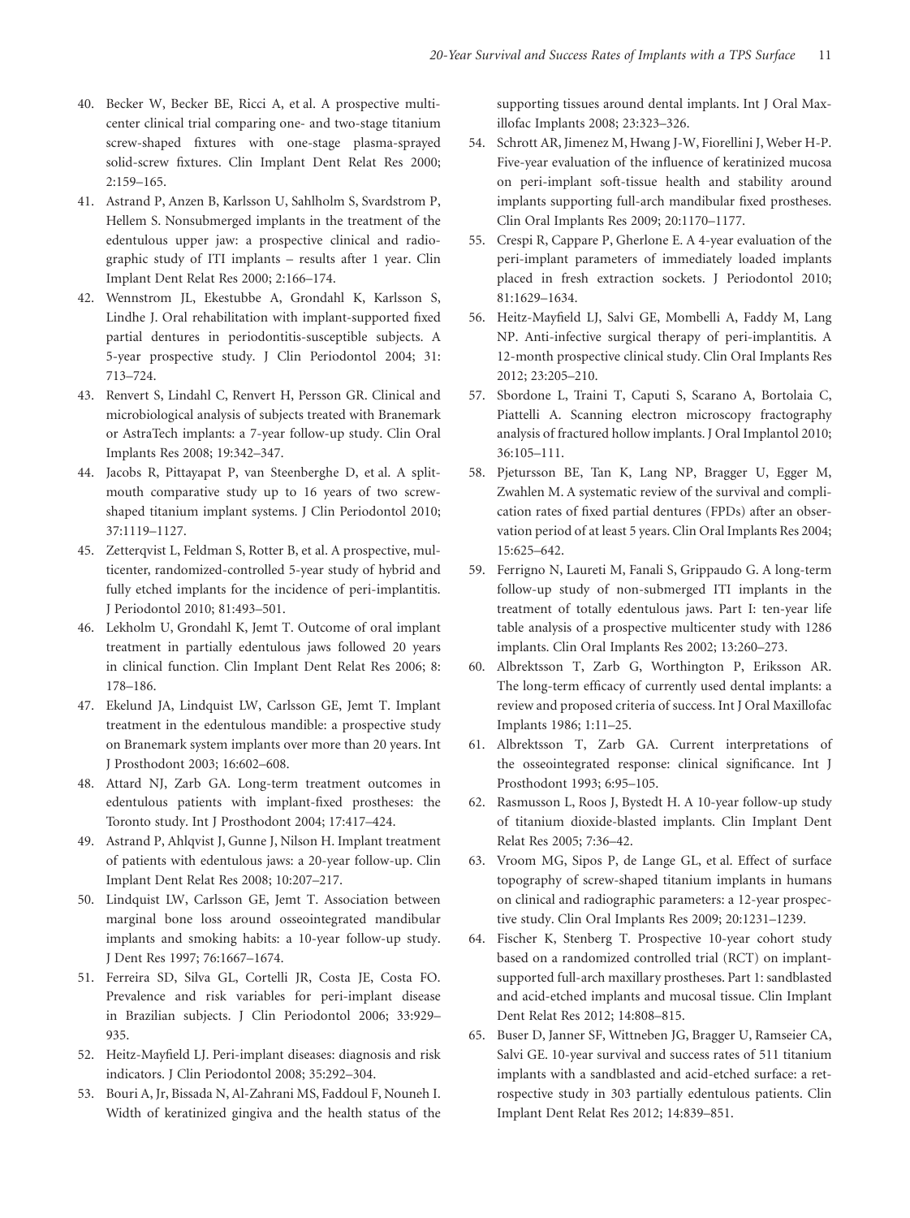40. Becker W, Becker BE, Ricci A, et al. A prospective multicenter clinical trial comparing one- and two-stage titanium screw-shaped fixtures with one-stage plasma-sprayed solid-screw fixtures. Clin Implant Dent Relat Res 2000; 2:159–165.
41. Astrand P, Anzen B, Karlsson U, Sahlholm S, Svardstrom P, Hellem S. Nonsubmerged implants in the treatment of the edentulous upper jaw: a prospective clinical and radiographic study of ITI implants – results after 1 year. Clin Implant Dent Relat Res 2000; 2:166–174.
42. Wennstrom JL, Ekestubbe A, Grondahl K, Karlsson S, Lindhe J. Oral rehabilitation with implant-supported fixed partial dentures in periodontitis-susceptible subjects. A 5-year prospective study. J Clin Periodontol 2004; 31: 713–724.
43. Renvert S, Lindahl C, Renvert H, Persson GR. Clinical and microbiological analysis of subjects treated with Branemark or AstraTech implants: a 7-year follow-up study. Clin Oral Implants Res 2008; 19:342–347.
44. Jacobs R, Pittayapat P, van Steenberghe D, et al. A split-mouth comparative study up to 16 years of two screw-shaped titanium implant systems. J Clin Periodontol 2010; 37:1119–1127.
45. Zetterqvist L, Feldman S, Rotter B, et al. A prospective, multicenter, randomized-controlled 5-year study of hybrid and fully etched implants for the incidence of peri-implantitis. J Periodontol 2010; 81:493–501.
46. Lekholm U, Grondahl K, Jemt T. Outcome of oral implant treatment in partially edentulous jaws followed 20 years in clinical function. Clin Implant Dent Relat Res 2006; 8: 178–186.
47. Ekelund JA, Lindquist LW, Carlsson GE, Jemt T. Implant treatment in the edentulous mandible: a prospective study on Branemark system implants over more than 20 years. Int J Prosthodont 2003; 16:602–608.
48. Attard NJ, Zarb GA. Long-term treatment outcomes in edentulous patients with implant-fixed prostheses: the Toronto study. Int J Prosthodont 2004; 17:417–424.
49. Astrand P, Ahlqvist J, Gunne J, Nilson H. Implant treatment of patients with edentulous jaws: a 20-year follow-up. Clin Implant Dent Relat Res 2008; 10:207–217.
50. Lindquist LW, Carlsson GE, Jemt T. Association between marginal bone loss around osseointegrated mandibular implants and smoking habits: a 10-year follow-up study. J Dent Res 1997; 76:1667–1674.
51. Ferreira SD, Silva GL, Cortelli JR, Costa JE, Costa FO. Prevalence and risk variables for peri-implant disease in Brazilian subjects. J Clin Periodontol 2006; 33:929–935.
52. Heitz-Mayfield LJ. Peri-implant diseases: diagnosis and risk indicators. J Clin Periodontol 2008; 35:292–304.
53. Bouri A, Jr, Bissada N, Al-Zahrani MS, Faddoul F, Nouneh I. Width of keratinized gingiva and the health status of the supporting tissues around dental implants. Int J Oral Maxillofac Implants 2008; 23:323–326.
54. Schrott AR, Jimenez M, Hwang J-W, Fiorellini J, Weber H-P. Five-year evaluation of the influence of keratinized mucosa on peri-implant soft-tissue health and stability around implants supporting full-arch mandibular fixed prostheses. Clin Oral Implants Res 2009; 20:1170–1177.
55. Crespi R, Cappare P, Gherlone E. A 4-year evaluation of the peri-implant parameters of immediately loaded implants placed in fresh extraction sockets. J Periodontol 2010; 81:1629–1634.
56. Heitz-Mayfield LJ, Salvi GE, Mombelli A, Faddy M, Lang NP. Anti-infective surgical therapy of peri-implantitis. A 12-month prospective clinical study. Clin Oral Implants Res 2012; 23:205–210.
57. Sbordone L, Traini T, Caputi S, Scarano A, Bortolaia C, Piattelli A. Scanning electron microscopy fractography analysis of fractured hollow implants. J Oral Implantol 2010; 36:105–111.
58. Pjetursson BE, Tan K, Lang NP, Bragger U, Egger M, Zwahlen M. A systematic review of the survival and complication rates of fixed partial dentures (FPDs) after an observation period of at least 5 years. Clin Oral Implants Res 2004; 15:625–642.
59. Ferrigno N, Laureti M, Fanali S, Grippaudo G. A long-term follow-up study of non-submerged ITI implants in the treatment of totally edentulous jaws. Part I: ten-year life table analysis of a prospective multicenter study with 1286 implants. Clin Oral Implants Res 2002; 13:260–273.
60. Albrektsson T, Zarb G, Worthington P, Eriksson AR. The long-term efficacy of currently used dental implants: a review and proposed criteria of success. Int J Oral Maxillofac Implants 1986; 1:11–25.
61. Albrektsson T, Zarb GA. Current interpretations of the osseointegrated response: clinical significance. Int J Prosthodont 1993; 6:95–105.
62. Rasmusson L, Roos J, Bystedt H. A 10-year follow-up study of titanium dioxide-blasted implants. Clin Implant Dent Relat Res 2005; 7:36–42.
63. Vroom MG, Sipos P, de Lange GL, et al. Effect of surface topography of screw-shaped titanium implants in humans on clinical and radiographic parameters: a 12-year prospective study. Clin Oral Implants Res 2009; 20:1231–1239.
64. Fischer K, Stenberg T. Prospective 10-year cohort study based on a randomized controlled trial (RCT) on implant-supported full-arch maxillary prostheses. Part 1: sandblasted and acid-etched implants and mucosal tissue. Clin Implant Dent Relat Res 2012; 14:808–815.
65. Buser D, Janner SF, Wittneben JG, Bragger U, Ramseier CA, Salvi GE. 10-year survival and success rates of 511 titanium implants with a sandblasted and acid-etched surface: a retrospective study in 303 partially edentulous patients. Clin Implant Dent Relat Res 2012; 14:839–851.